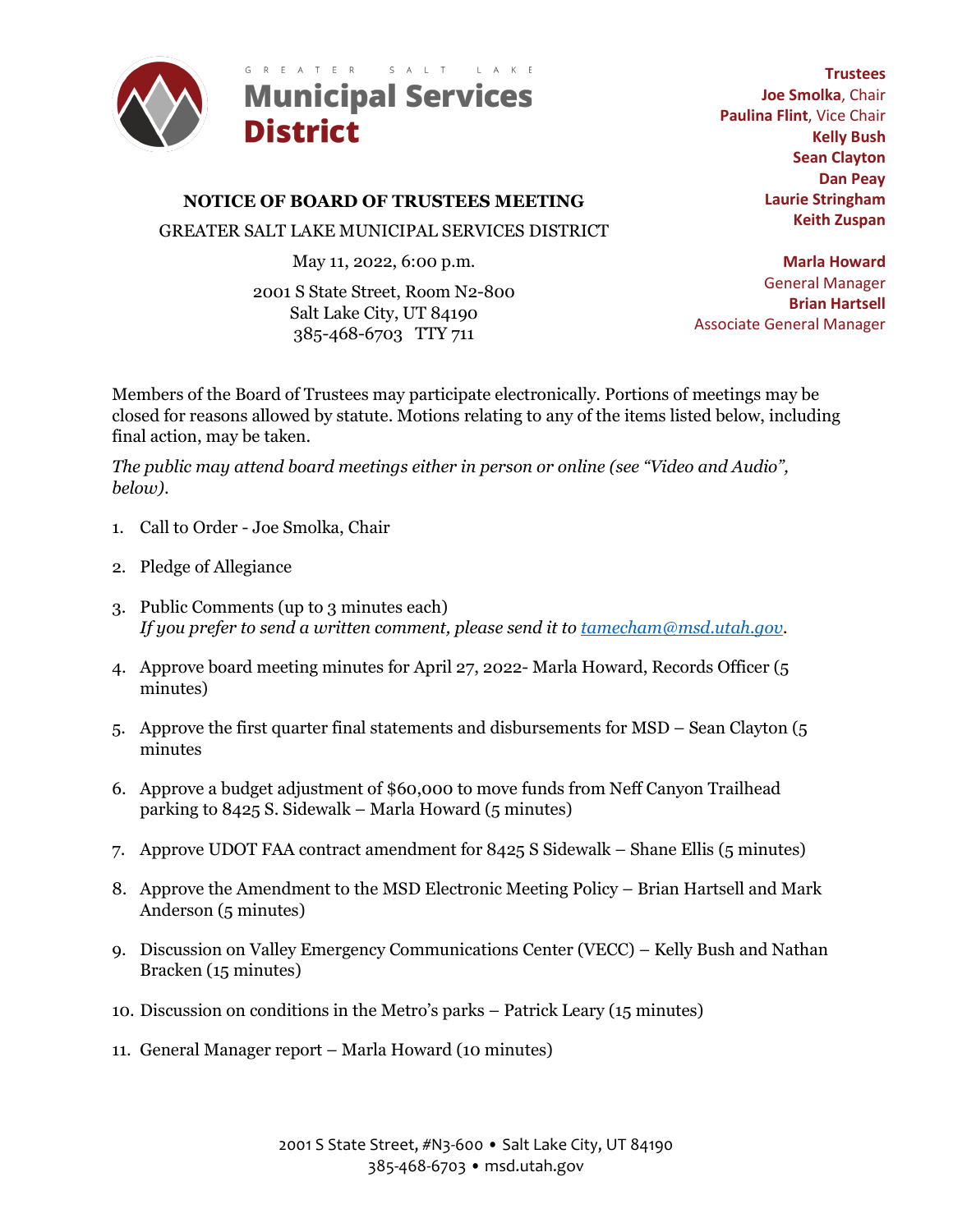GREATER SALT LAKE

# Municipal Services District

**Trustees**
**Joe Smolka**, Chair
**Paulina Flint**, Vice Chair
**Kelly Bush**
**Sean Clayton**
**Dan Peay**
**Laurie Stringham**
**Keith Zuspan**

**Marla Howard**
General Manager
**Brian Hartsell**
Associate General Manager

## NOTICE OF BOARD OF TRUSTEES MEETING

GREATER SALT LAKE MUNICIPAL SERVICES DISTRICT

May 11, 2022, 6:00 p.m.

2001 S State Street, Room N2-800
Salt Lake City, UT 84190
385-468-6703 TTY 711

Members of the Board of Trustees may participate electronically. Portions of meetings may be closed for reasons allowed by statute. Motions relating to any of the items listed below, including final action, may be taken.

*The public may attend board meetings either in person or online (see "Video and Audio", below).*

1. Call to Order - Joe Smolka, Chair
2. Pledge of Allegiance
3. Public Comments (up to 3 minutes each)
   *If you prefer to send a written comment, please send it to [tamecham@msd.utah.gov](mailto:tamecham@msd.utah.gov).*
4. Approve board meeting minutes for April 27, 2022- Marla Howard, Records Officer (5 minutes)
5. Approve the first quarter final statements and disbursements for MSD – Sean Clayton (5 minutes
6. Approve a budget adjustment of $60,000 to move funds from Neff Canyon Trailhead parking to 8425 S. Sidewalk – Marla Howard (5 minutes)
7. Approve UDOT FAA contract amendment for 8425 S Sidewalk – Shane Ellis (5 minutes)
8. Approve the Amendment to the MSD Electronic Meeting Policy – Brian Hartsell and Mark Anderson (5 minutes)
9. Discussion on Valley Emergency Communications Center (VECC) – Kelly Bush and Nathan Bracken (15 minutes)
10. Discussion on conditions in the Metro's parks – Patrick Leary (15 minutes)
11. General Manager report – Marla Howard (10 minutes)

2001 S State Street, #N3-600 • Salt Lake City, UT 84190
385-468-6703 • msd.utah.gov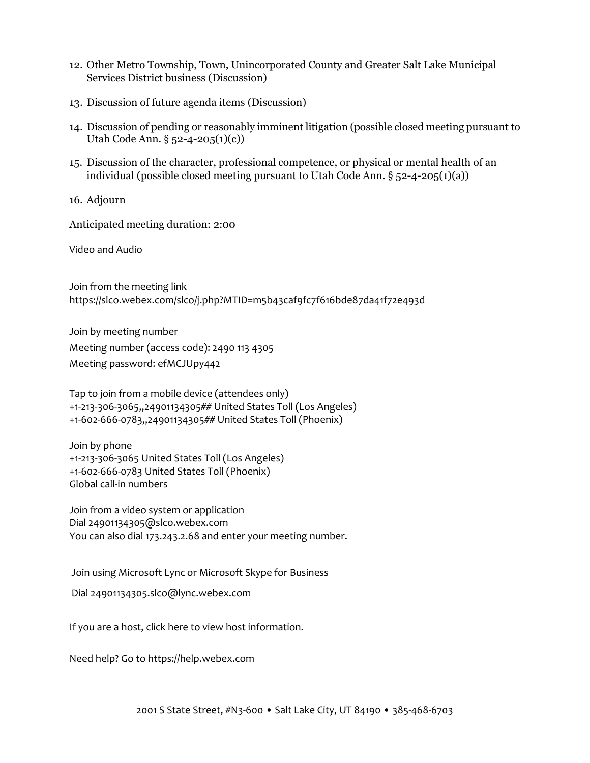12. Other Metro Township, Town, Unincorporated County and Greater Salt Lake Municipal Services District business (Discussion)

13. Discussion of future agenda items (Discussion)

14. Discussion of pending or reasonably imminent litigation (possible closed meeting pursuant to Utah Code Ann. § 52-4-205(1)(c))

15. Discussion of the character, professional competence, or physical or mental health of an individual (possible closed meeting pursuant to Utah Code Ann. § 52-4-205(1)(a))

16. Adjourn

Anticipated meeting duration: 2:00

Video and Audio

Join from the meeting link
https://slco.webex.com/slco/j.php?MTID=m5b43caf9fc7f616bde87da41f72e493d

Join by meeting number
Meeting number (access code): 2490 113 4305
Meeting password: efMCJUpy442

Tap to join from a mobile device (attendees only)
+1-213-306-3065,,24901134305## United States Toll (Los Angeles)
+1-602-666-0783,,24901134305## United States Toll (Phoenix)

Join by phone
+1-213-306-3065 United States Toll (Los Angeles)
+1-602-666-0783 United States Toll (Phoenix)
Global call-in numbers

Join from a video system or application
Dial 24901134305@slco.webex.com
You can also dial 173.243.2.68 and enter your meeting number.

Join using Microsoft Lync or Microsoft Skype for Business

Dial 24901134305.slco@lync.webex.com

If you are a host, click here to view host information.

Need help? Go to https://help.webex.com

2001 S State Street, #N3-600 • Salt Lake City, UT 84190 • 385-468-6703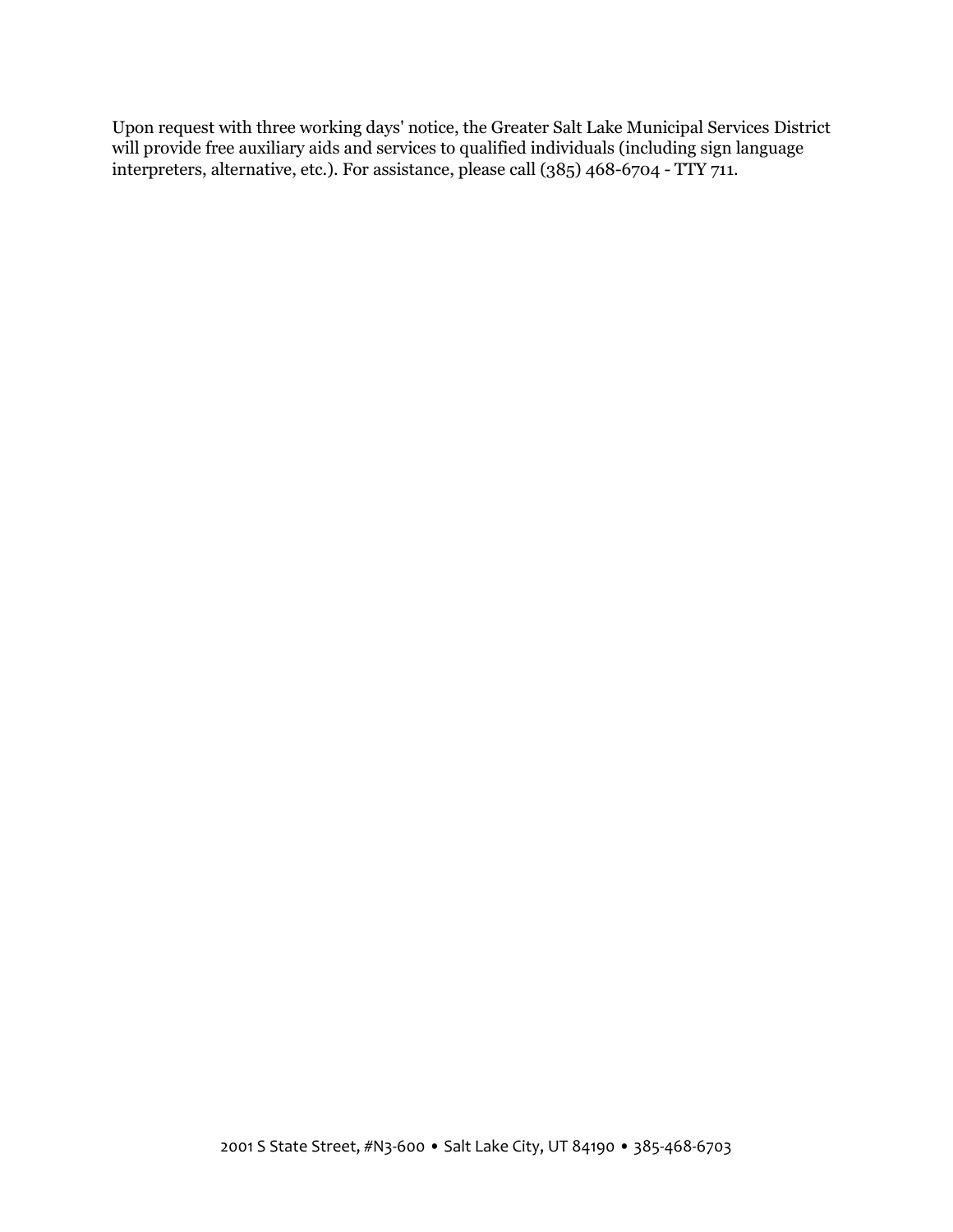Upon request with three working days' notice, the Greater Salt Lake Municipal Services District will provide free auxiliary aids and services to qualified individuals (including sign language interpreters, alternative, etc.). For assistance, please call (385) 468-6704 - TTY 711.